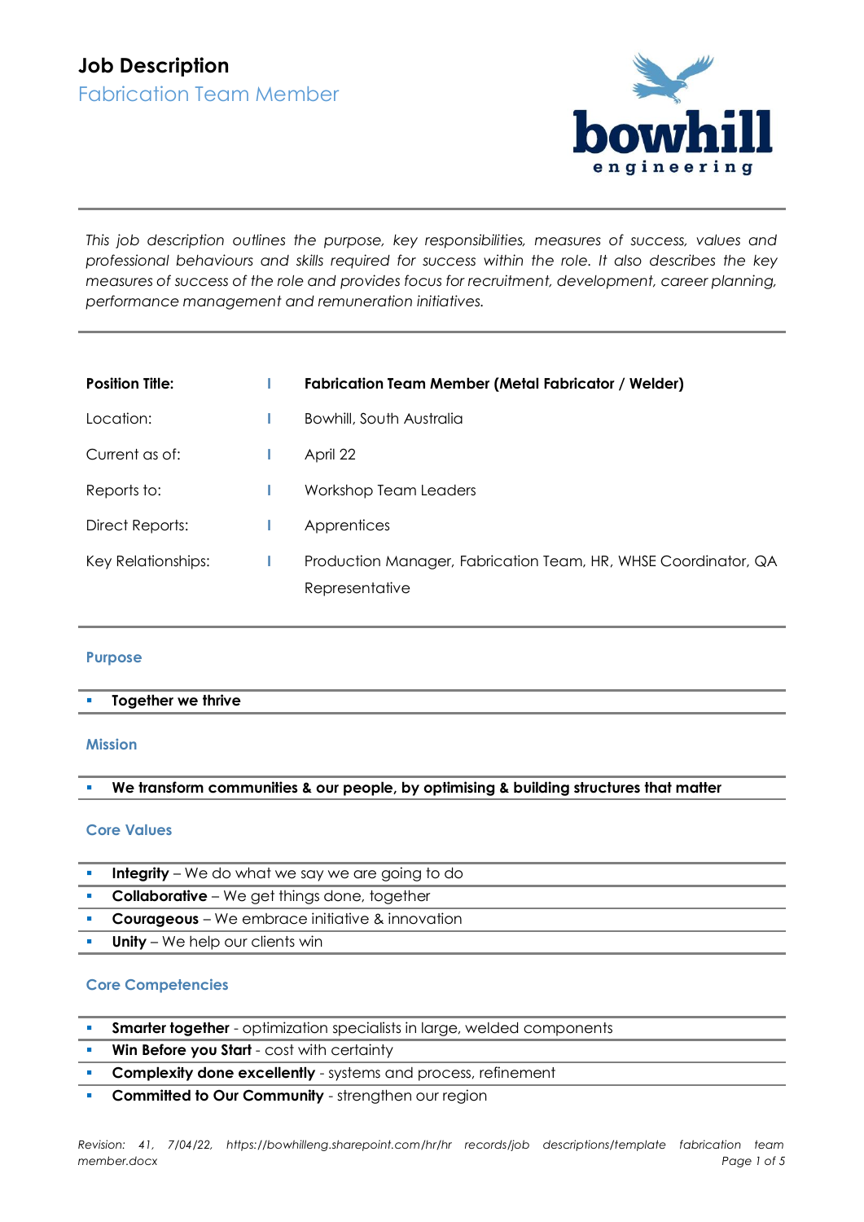# Job Description

## Fabrication Team Member

*This job description outlines the purpose, key responsibilities, measures of success, values and professional behaviours and skills required for success within the role. It also describes the key measures of success of the role and provides focus for recruitment, development, career planning, performance management and remuneration initiatives.*

| **Position Title:** | **Fabrication Team Member (Metal Fabricator / Welder)** |
|---|---|
| Location: | Bowhill, South Australia |
| Current as of: | April 22 |
| Reports to: | Workshop Team Leaders |
| Direct Reports: | Apprentices |
| Key Relationships: | Production Manager, Fabrication Team, HR, WHSE Coordinator, QA Representative |

### Purpose

- **Together we thrive**

### Mission

- **We transform communities & our people, by optimising & building structures that matter**

### Core Values

- **Integrity** – We do what we say we are going to do
- **Collaborative** – We get things done, together
- **Courageous** – We embrace initiative & innovation
- **Unity** – We help our clients win

### Core Competencies

- **Smarter together** - optimization specialists in large, welded components
- **Win Before you Start** - cost with certainty
- **Complexity done excellently** - systems and process, refinement
- **Committed to Our Community** - strengthen our region

*Revision: 41, 7/04/22, https://bowhilleng.sharepoint.com/hr/hr records/job descriptions/template fabrication team member.docx*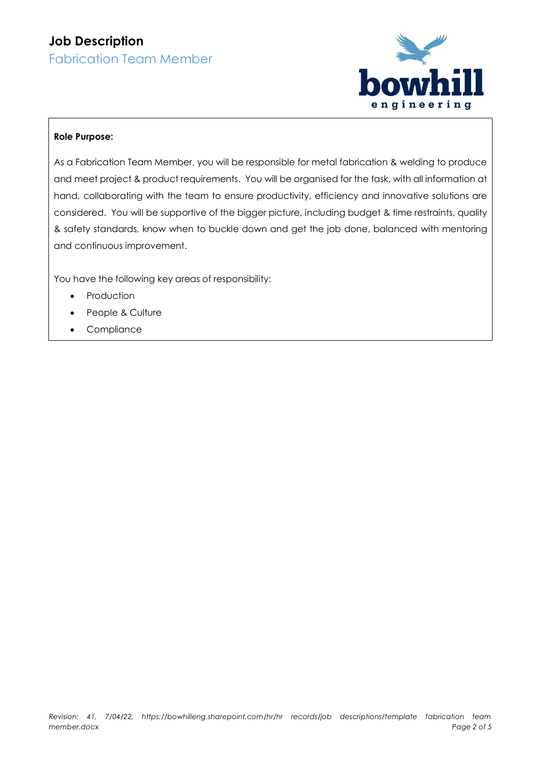# Job Description

## Fabrication Team Member

**Role Purpose:**

As a Fabrication Team Member, you will be responsible for metal fabrication & welding to produce and meet project & product requirements. You will be organised for the task, with all information at hand, collaborating with the team to ensure productivity, efficiency and innovative solutions are considered. You will be supportive of the bigger picture, including budget & time restraints, quality & safety standards, know when to buckle down and get the job done, balanced with mentoring and continuous improvement.

You have the following key areas of responsibility:

- Production
- People & Culture
- Compliance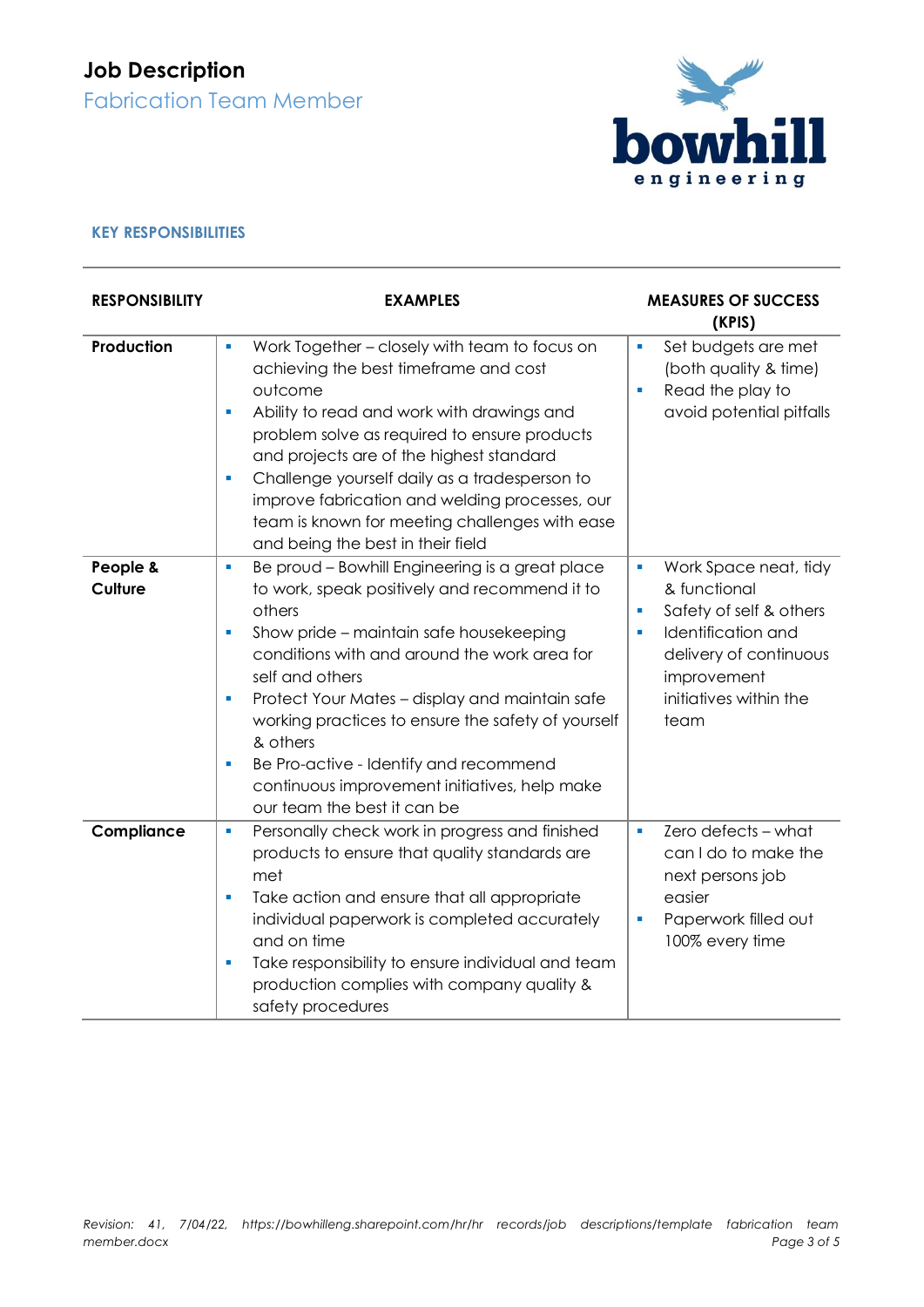# Job Description

## Fabrication Team Member

### KEY RESPONSIBILITIES

| RESPONSIBILITY | EXAMPLES | MEASURES OF SUCCESS (KPIS) |
|---|---|---|
| **Production** | ▪ Work Together – closely with team to focus on achieving the best timeframe and cost outcome<br>▪ Ability to read and work with drawings and problem solve as required to ensure products and projects are of the highest standard<br>▪ Challenge yourself daily as a tradesperson to improve fabrication and welding processes, our team is known for meeting challenges with ease and being the best in their field | ▪ Set budgets are met (both quality & time)<br>▪ Read the play to avoid potential pitfalls |
| **People & Culture** | ▪ Be proud – Bowhill Engineering is a great place to work, speak positively and recommend it to others<br>▪ Show pride – maintain safe housekeeping conditions with and around the work area for self and others<br>▪ Protect Your Mates – display and maintain safe working practices to ensure the safety of yourself & others<br>▪ Be Pro-active - Identify and recommend continuous improvement initiatives, help make our team the best it can be | ▪ Work Space neat, tidy & functional<br>▪ Safety of self & others<br>▪ Identification and delivery of continuous improvement initiatives within the team |
| **Compliance** | ▪ Personally check work in progress and finished products to ensure that quality standards are met<br>▪ Take action and ensure that all appropriate individual paperwork is completed accurately and on time<br>▪ Take responsibility to ensure individual and team production complies with company quality & safety procedures | ▪ Zero defects – what can I do to make the next persons job easier<br>▪ Paperwork filled out 100% every time |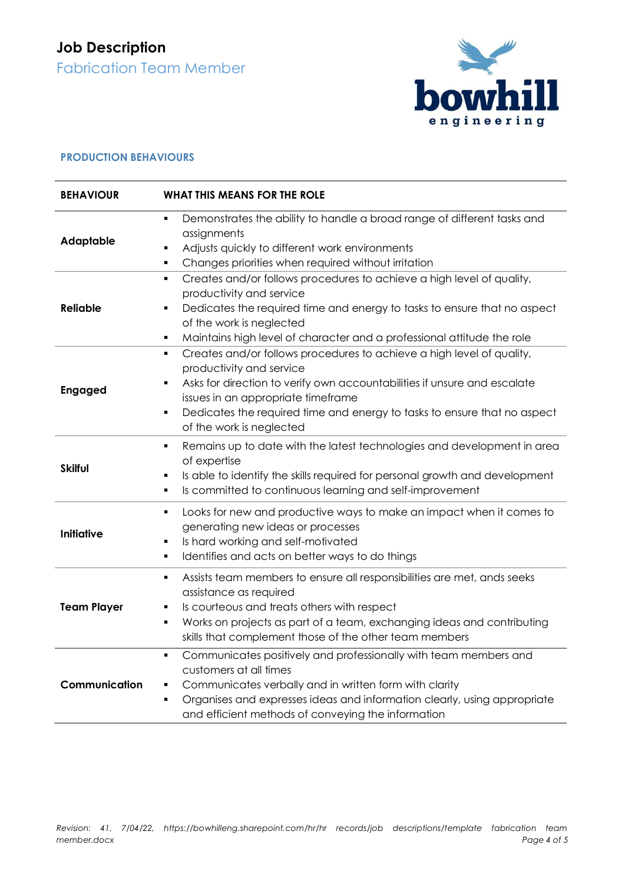# Job Description

## Fabrication Team Member

bowhill engineering

### PRODUCTION BEHAVIOURS

| BEHAVIOUR | WHAT THIS MEANS FOR THE ROLE |
|---|---|
| **Adaptable** | ▪ Demonstrates the ability to handle a broad range of different tasks and assignments<br>▪ Adjusts quickly to different work environments<br>▪ Changes priorities when required without irritation |
| **Reliable** | ▪ Creates and/or follows procedures to achieve a high level of quality, productivity and service<br>▪ Dedicates the required time and energy to tasks to ensure that no aspect of the work is neglected<br>▪ Maintains high level of character and a professional attitude the role |
| **Engaged** | ▪ Creates and/or follows procedures to achieve a high level of quality, productivity and service<br>▪ Asks for direction to verify own accountabilities if unsure and escalate issues in an appropriate timeframe<br>▪ Dedicates the required time and energy to tasks to ensure that no aspect of the work is neglected |
| **Skilful** | ▪ Remains up to date with the latest technologies and development in area of expertise<br>▪ Is able to identify the skills required for personal growth and development<br>▪ Is committed to continuous learning and self-improvement |
| **Initiative** | ▪ Looks for new and productive ways to make an impact when it comes to generating new ideas or processes<br>▪ Is hard working and self-motivated<br>▪ Identifies and acts on better ways to do things |
| **Team Player** | ▪ Assists team members to ensure all responsibilities are met, ands seeks assistance as required<br>▪ Is courteous and treats others with respect<br>▪ Works on projects as part of a team, exchanging ideas and contributing skills that complement those of the other team members |
| **Communication** | ▪ Communicates positively and professionally with team members and customers at all times<br>▪ Communicates verbally and in written form with clarity<br>▪ Organises and expresses ideas and information clearly, using appropriate and efficient methods of conveying the information |

*Revision: 41, 7/04/22, https://bowhilleng.sharepoint.com/hr/hr records/job descriptions/template fabrication team member.docx*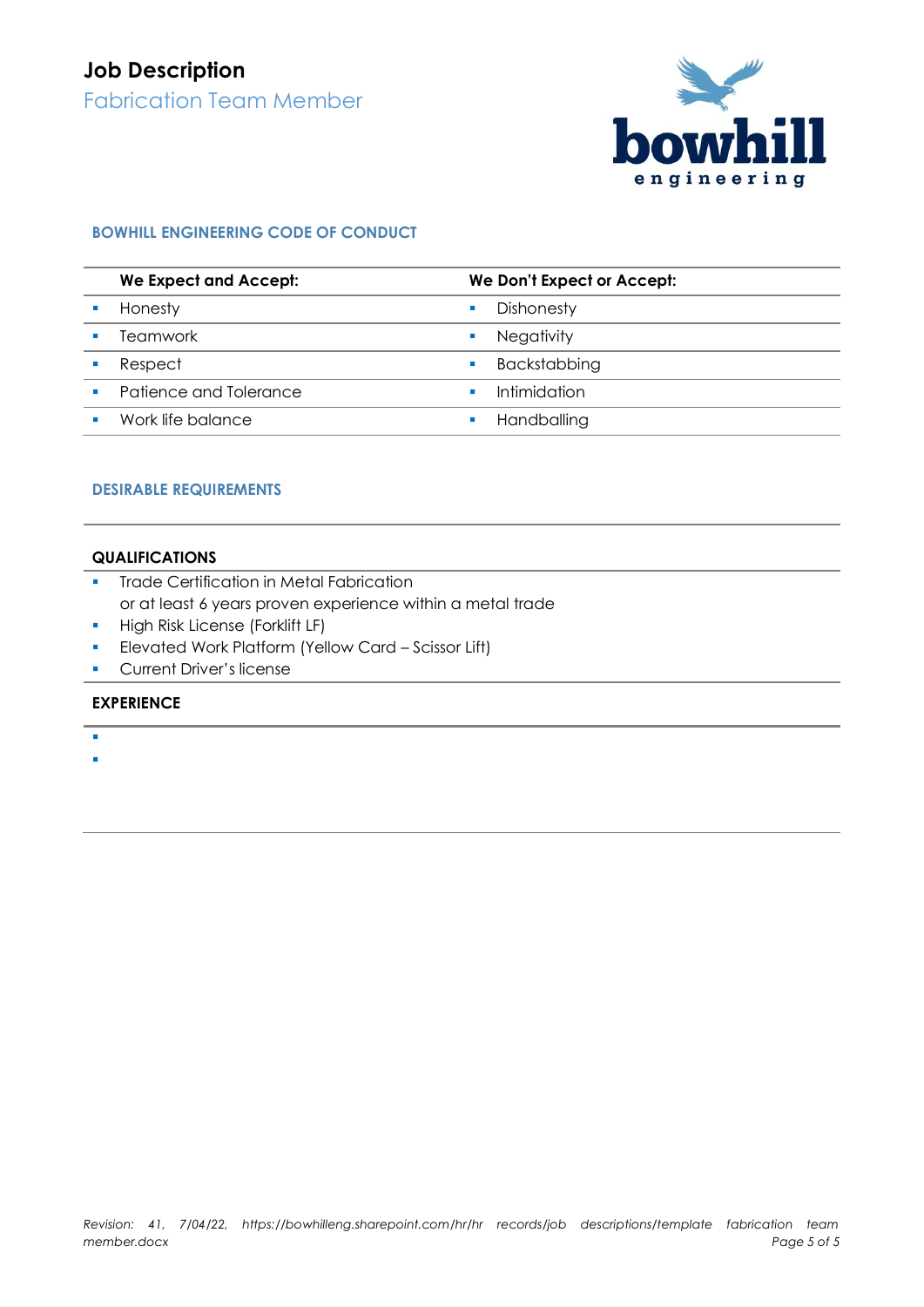# Job Description

## Fabrication Team Member

### BOWHILL ENGINEERING CODE OF CONDUCT

| We Expect and Accept: | We Don't Expect or Accept: |
|---|---|
| Honesty | Dishonesty |
| Teamwork | Negativity |
| Respect | Backstabbing |
| Patience and Tolerance | Intimidation |
| Work life balance | Handballing |

### DESIRABLE REQUIREMENTS

#### QUALIFICATIONS

- Trade Certification in Metal Fabrication
  or at least 6 years proven experience within a metal trade
- High Risk License (Forklift LF)
- Elevated Work Platform (Yellow Card – Scissor Lift)
- Current Driver's license

#### EXPERIENCE

- 
-